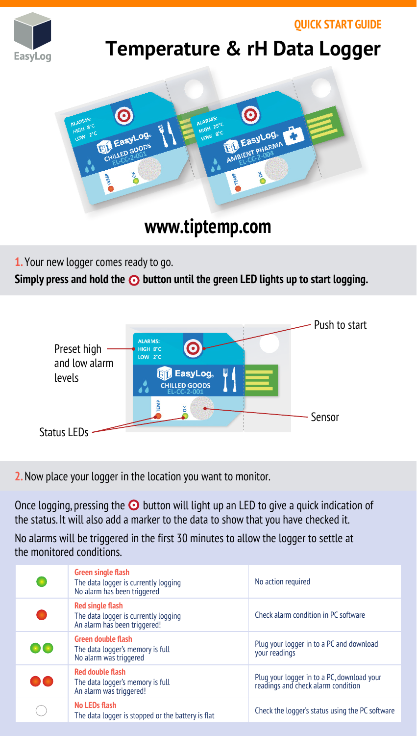QUICK START GUIDE

# Temperature & rH Data Logger

www.tiptemp.com

**1.** Your new logger comes ready to go.

**Simply press and hold the ⊙ button until the green LED lights up to start logging.**

Preset high and low alarm levels

Push to start

Sensor

Status LEDs

**2.** Now place your logger in the location you want to monitor.

Once logging, pressing the ⊙ button will light up an LED to give a quick indication of the status. It will also add a marker to the data to show that you have checked it.

No alarms will be triggered in the first 30 minutes to allow the logger to settle at the monitored conditions.

| LED | Status | Action |
|---|---|---|
| Green single flash | **Green single flash**<br>The data logger is currently logging<br>No alarm has been triggered | No action required |
| Red single flash | **Red single flash**<br>The data logger is currently logging<br>An alarm has been triggered! | Check alarm condition in PC software |
| Green double flash | **Green double flash**<br>The data logger's memory is full<br>No alarm was triggered | Plug your logger in to a PC and download your readings |
| Red double flash | **Red double flash**<br>The data logger's memory is full<br>An alarm was triggered! | Plug your logger in to a PC, download your readings and check alarm condition |
| No LEDs | **No LEDs flash**<br>The data logger is stopped or the battery is flat | Check the logger's status using the PC software |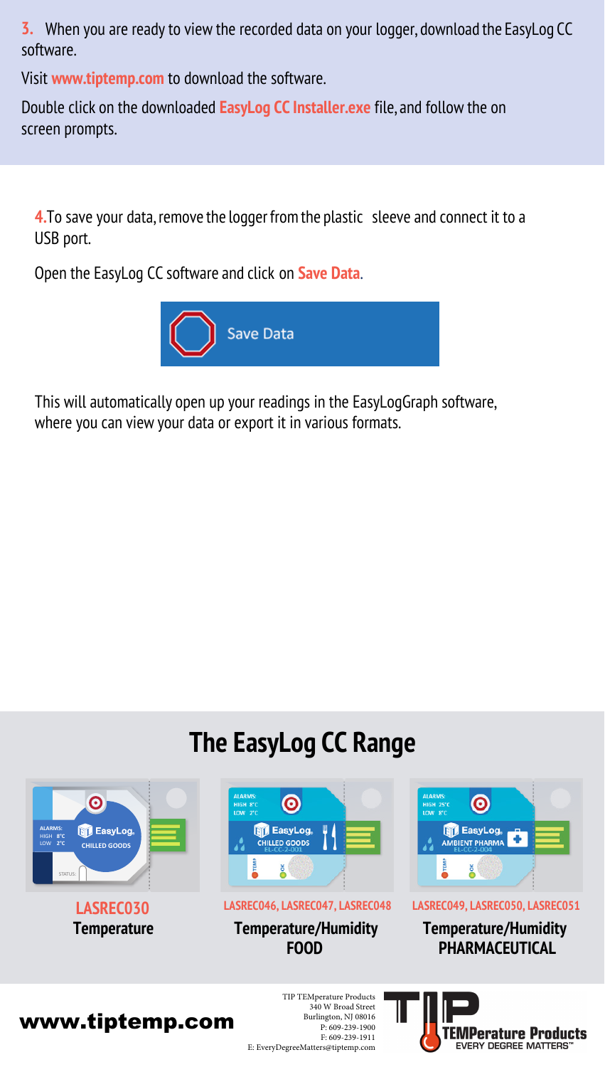**3.** When you are ready to view the recorded data on your logger, download the EasyLog CC software.

Visit **www.tiptemp.com** to download the software.

Double click on the downloaded **EasyLog CC Installer.exe** file, and follow the on screen prompts.

**4.** To save your data, remove the logger from the plastic sleeve and connect it to a USB port.

Open the EasyLog CC software and click on **Save Data**.

Save Data

This will automatically open up your readings in the EasyLogGraph software, where you can view your data or export it in various formats.

## The EasyLog CC Range

**LASREC030**
**Temperature**

**LASREC046, LASREC047, LASREC048**
**Temperature/Humidity**
**FOOD**

**LASREC049, LASREC050, LASREC051**
**Temperature/Humidity**
**PHARMACEUTICAL**

**www.tiptemp.com**

TIP TEMperature Products
340 W Broad Street
Burlington, NJ 08016
P: 609-239-1900
F: 609-239-1911
E: EveryDegreeMatters@tiptemp.com

TIP TEMperature Products
EVERY DEGREE MATTERS™